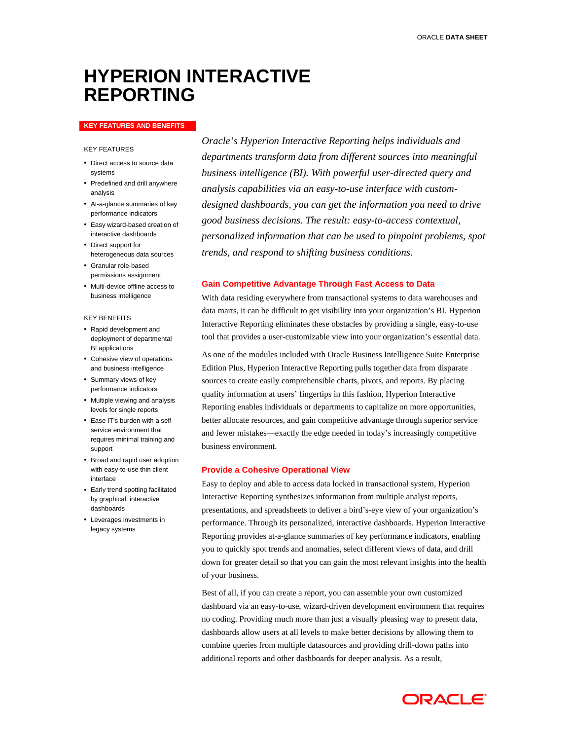# HYPERION INTERACTIVE REPORTING

## KEY FEATURES AND BENEFITS

### KEY FEATURES

- Direct access to source data systems
- Predefined and drill anywhere analysis
- At-a-glance summaries of key performance indicators
- Easy wizard-based creation of interactive dashboards
- Direct support for heterogeneous data sources
- Granular role-based permissions assignment
- Multi-device offline access to business intelligence

### KEY BENEFITS

- Rapid development and deployment of departmental BI applications
- Cohesive view of operations and business intelligence
- Summary views of key performance indicators
- Multiple viewing and analysis levels for single reports
- Ease IT's burden with a self-service environment that requires minimal training and support
- Broad and rapid user adoption with easy-to-use thin client interface
- Early trend spotting facilitated by graphical, interactive dashboards
- Leverages investments in legacy systems

*Oracle's Hyperion Interactive Reporting helps individuals and departments transform data from different sources into meaningful business intelligence (BI). With powerful user-directed query and analysis capabilities via an easy-to-use interface with custom-designed dashboards, you can get the information you need to drive good business decisions. The result: easy-to-access contextual, personalized information that can be used to pinpoint problems, spot trends, and respond to shifting business conditions.*

## Gain Competitive Advantage Through Fast Access to Data

With data residing everywhere from transactional systems to data warehouses and data marts, it can be difficult to get visibility into your organization's BI. Hyperion Interactive Reporting eliminates these obstacles by providing a single, easy-to-use tool that provides a user-customizable view into your organization's essential data.

As one of the modules included with Oracle Business Intelligence Suite Enterprise Edition Plus, Hyperion Interactive Reporting pulls together data from disparate sources to create easily comprehensible charts, pivots, and reports. By placing quality information at users' fingertips in this fashion, Hyperion Interactive Reporting enables individuals or departments to capitalize on more opportunities, better allocate resources, and gain competitive advantage through superior service and fewer mistakes—exactly the edge needed in today's increasingly competitive business environment.

## Provide a Cohesive Operational View

Easy to deploy and able to access data locked in transactional system, Hyperion Interactive Reporting synthesizes information from multiple analyst reports, presentations, and spreadsheets to deliver a bird's-eye view of your organization's performance. Through its personalized, interactive dashboards. Hyperion Interactive Reporting provides at-a-glance summaries of key performance indicators, enabling you to quickly spot trends and anomalies, select different views of data, and drill down for greater detail so that you can gain the most relevant insights into the health of your business.

Best of all, if you can create a report, you can assemble your own customized dashboard via an easy-to-use, wizard-driven development environment that requires no coding. Providing much more than just a visually pleasing way to present data, dashboards allow users at all levels to make better decisions by allowing them to combine queries from multiple datasources and providing drill-down paths into additional reports and other dashboards for deeper analysis. As a result,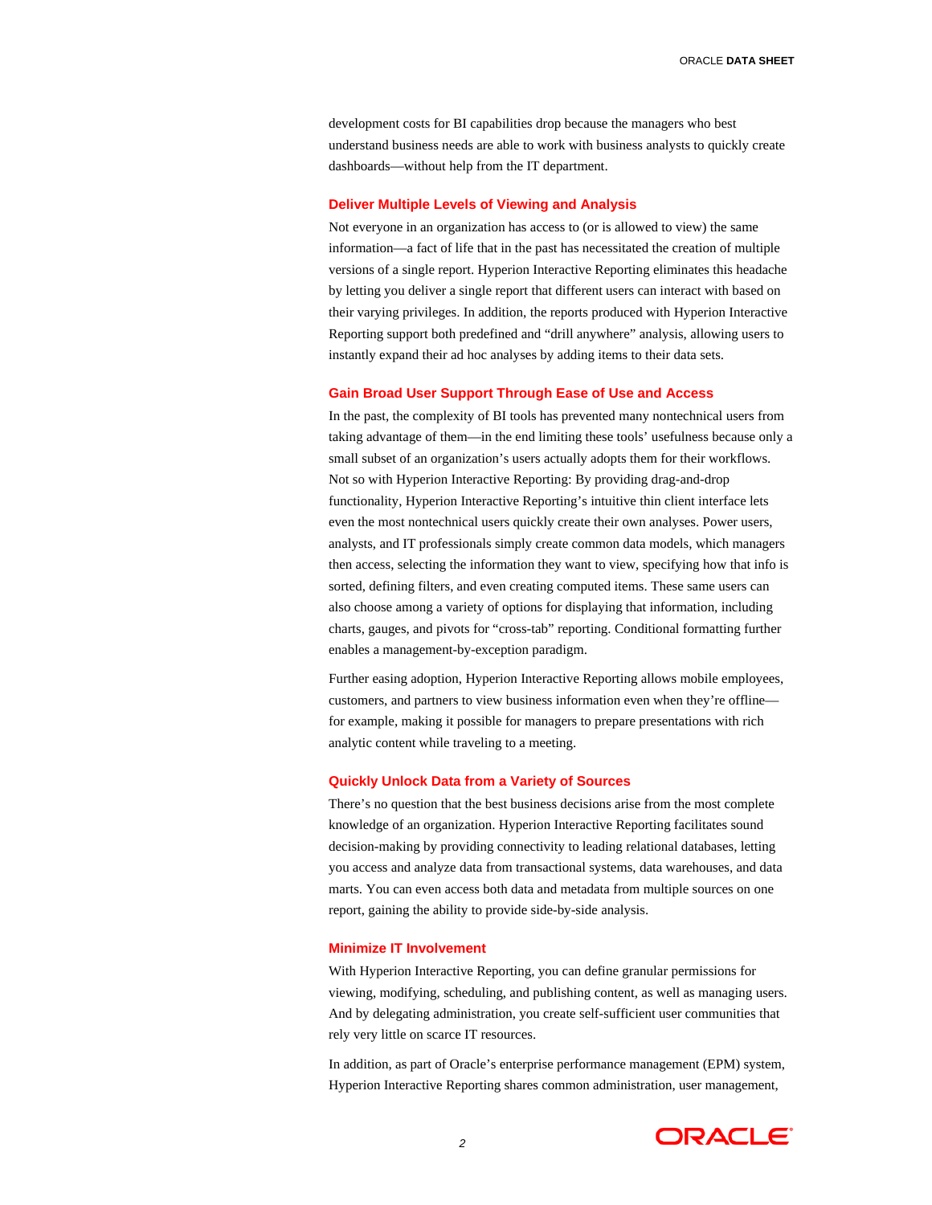development costs for BI capabilities drop because the managers who best understand business needs are able to work with business analysts to quickly create dashboards—without help from the IT department.

## Deliver Multiple Levels of Viewing and Analysis

Not everyone in an organization has access to (or is allowed to view) the same information—a fact of life that in the past has necessitated the creation of multiple versions of a single report. Hyperion Interactive Reporting eliminates this headache by letting you deliver a single report that different users can interact with based on their varying privileges. In addition, the reports produced with Hyperion Interactive Reporting support both predefined and "drill anywhere" analysis, allowing users to instantly expand their ad hoc analyses by adding items to their data sets.

## Gain Broad User Support Through Ease of Use and Access

In the past, the complexity of BI tools has prevented many nontechnical users from taking advantage of them—in the end limiting these tools' usefulness because only a small subset of an organization's users actually adopts them for their workflows. Not so with Hyperion Interactive Reporting: By providing drag-and-drop functionality, Hyperion Interactive Reporting's intuitive thin client interface lets even the most nontechnical users quickly create their own analyses. Power users, analysts, and IT professionals simply create common data models, which managers then access, selecting the information they want to view, specifying how that info is sorted, defining filters, and even creating computed items. These same users can also choose among a variety of options for displaying that information, including charts, gauges, and pivots for "cross-tab" reporting. Conditional formatting further enables a management-by-exception paradigm.

Further easing adoption, Hyperion Interactive Reporting allows mobile employees, customers, and partners to view business information even when they're offline—for example, making it possible for managers to prepare presentations with rich analytic content while traveling to a meeting.

## Quickly Unlock Data from a Variety of Sources

There's no question that the best business decisions arise from the most complete knowledge of an organization. Hyperion Interactive Reporting facilitates sound decision-making by providing connectivity to leading relational databases, letting you access and analyze data from transactional systems, data warehouses, and data marts. You can even access both data and metadata from multiple sources on one report, gaining the ability to provide side-by-side analysis.

## Minimize IT Involvement

With Hyperion Interactive Reporting, you can define granular permissions for viewing, modifying, scheduling, and publishing content, as well as managing users. And by delegating administration, you create self-sufficient user communities that rely very little on scarce IT resources.

In addition, as part of Oracle's enterprise performance management (EPM) system, Hyperion Interactive Reporting shares common administration, user management,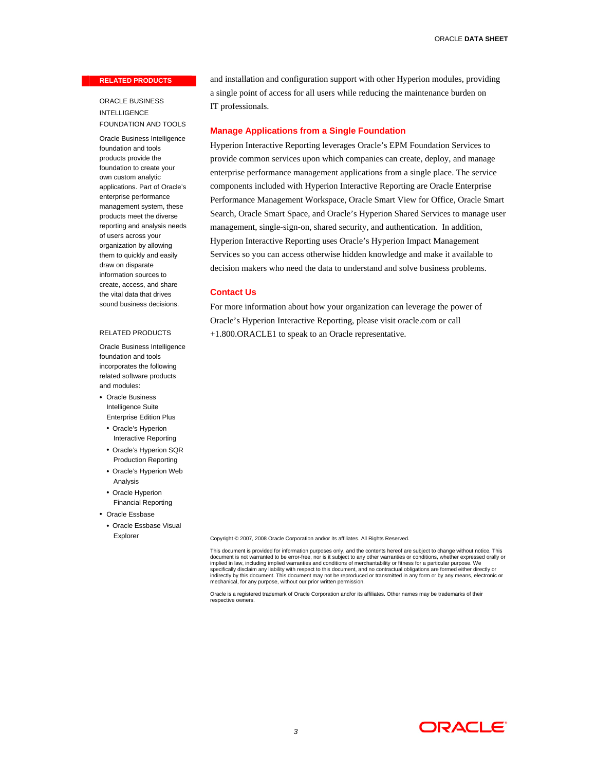## RELATED PRODUCTS

ORACLE BUSINESS INTELLIGENCE FOUNDATION AND TOOLS

Oracle Business Intelligence foundation and tools products provide the foundation to create your own custom analytic applications. Part of Oracle's enterprise performance management system, these products meet the diverse reporting and analysis needs of users across your organization by allowing them to quickly and easily draw on disparate information sources to create, access, and share the vital data that drives sound business decisions.

RELATED PRODUCTS

Oracle Business Intelligence foundation and tools incorporates the following related software products and modules:

- Oracle Business Intelligence Suite Enterprise Edition Plus
  - Oracle's Hyperion Interactive Reporting
  - Oracle's Hyperion SQR Production Reporting
  - Oracle's Hyperion Web Analysis
  - Oracle Hyperion Financial Reporting
- Oracle Essbase
  - Oracle Essbase Visual Explorer

and installation and configuration support with other Hyperion modules, providing a single point of access for all users while reducing the maintenance burden on IT professionals.

## Manage Applications from a Single Foundation

Hyperion Interactive Reporting leverages Oracle's EPM Foundation Services to provide common services upon which companies can create, deploy, and manage enterprise performance management applications from a single place. The service components included with Hyperion Interactive Reporting are Oracle Enterprise Performance Management Workspace, Oracle Smart View for Office, Oracle Smart Search, Oracle Smart Space, and Oracle's Hyperion Shared Services to manage user management, single-sign-on, shared security, and authentication. In addition, Hyperion Interactive Reporting uses Oracle's Hyperion Impact Management Services so you can access otherwise hidden knowledge and make it available to decision makers who need the data to understand and solve business problems.

## Contact Us

For more information about how your organization can leverage the power of Oracle's Hyperion Interactive Reporting, please visit oracle.com or call +1.800.ORACLE1 to speak to an Oracle representative.

Copyright © 2007, 2008 Oracle Corporation and/or its affiliates. All Rights Reserved.

This document is provided for information purposes only, and the contents hereof are subject to change without notice. This document is not warranted to be error-free, nor is it subject to any other warranties or conditions, whether expressed orally or implied in law, including implied warranties and conditions of merchantability or fitness for a particular purpose. We specifically disclaim any liability with respect to this document, and no contractual obligations are formed either directly or indirectly by this document. This document may not be reproduced or transmitted in any form or by any means, electronic or mechanical, for any purpose, without our prior written permission.

Oracle is a registered trademark of Oracle Corporation and/or its affiliates. Other names may be trademarks of their respective owners.